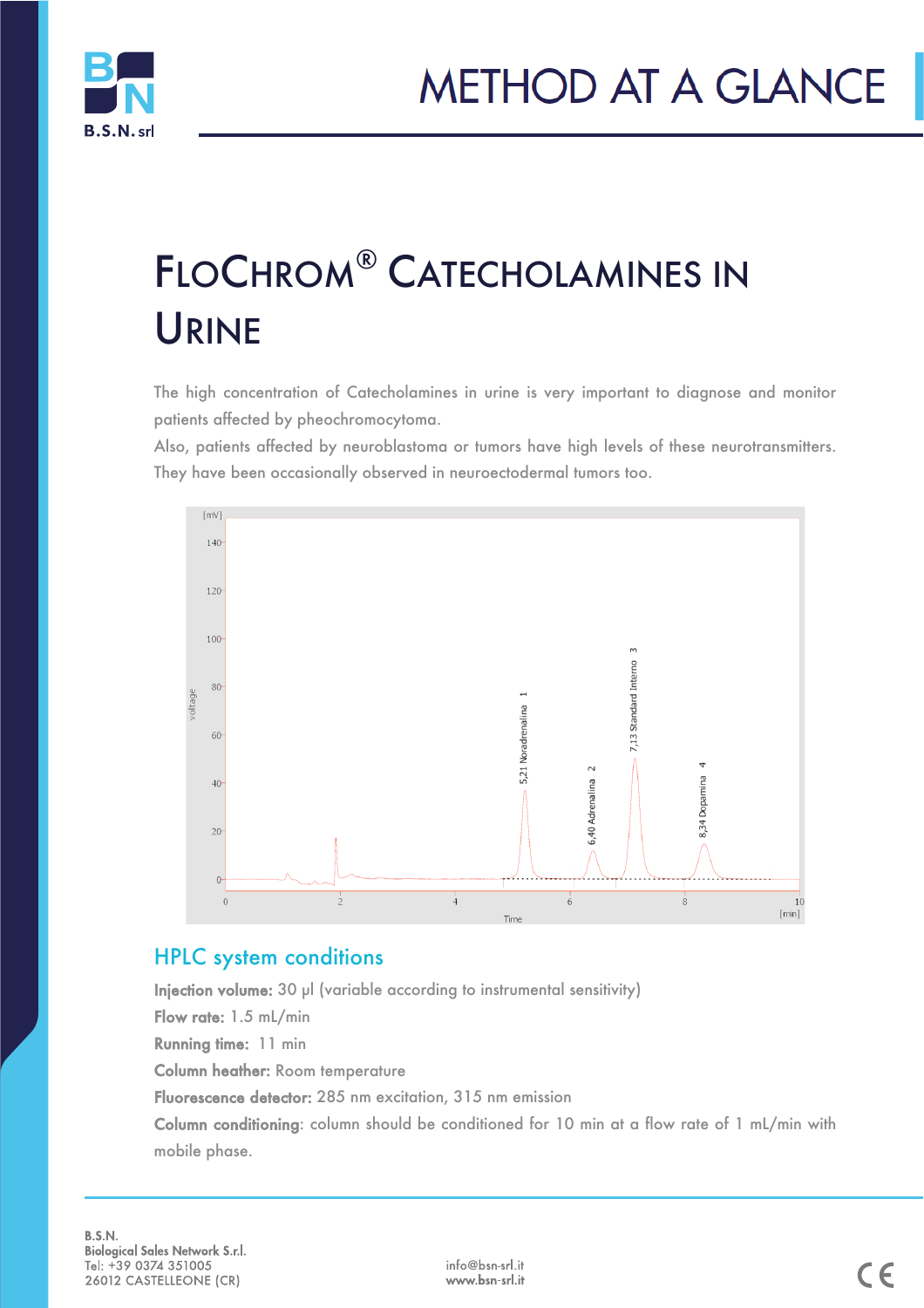# METHOD AT A GLANCE

# FloChrom® Catecholamines in Urine

The high concentration of Catecholamines in urine is very important to diagnose and monitor patients affected by pheochromocytoma.

Also, patients affected by neuroblastoma or tumors have high levels of these neurotransmitters. They have been occasionally observed in neuroectodermal tumors too.

## HPLC system conditions

**Injection volume:** 30 µl (variable according to instrumental sensitivity)

**Flow rate:** 1.5 mL/min

**Running time:** 11 min

**Column heather:** Room temperature

**Fluorescence detector:** 285 nm excitation, 315 nm emission

**Column conditioning:** column should be conditioned for 10 min at a flow rate of 1 mL/min with mobile phase.

B.S.N.
Biological Sales Network S.r.l.
Tel: +39 0374 351005
26012 CASTELLEONE (CR)

info@bsn-srl.it
www.bsn-srl.it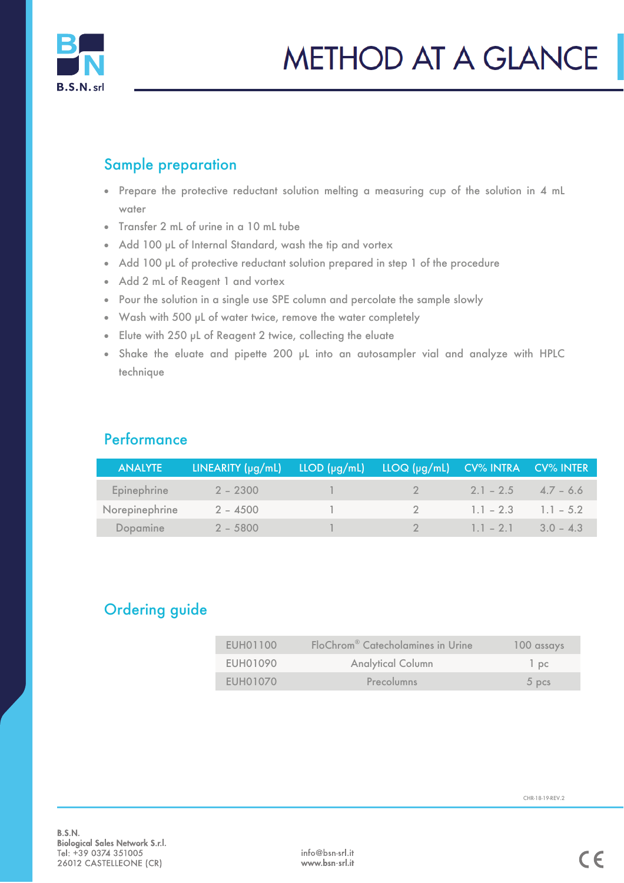# METHOD AT A GLANCE

## Sample preparation

- Prepare the protective reductant solution melting a measuring cup of the solution in 4 mL water
- Transfer 2 mL of urine in a 10 mL tube
- Add 100 µL of Internal Standard, wash the tip and vortex
- Add 100 µL of protective reductant solution prepared in step 1 of the procedure
- Add 2 mL of Reagent 1 and vortex
- Pour the solution in a single use SPE column and percolate the sample slowly
- Wash with 500 µL of water twice, remove the water completely
- Elute with 250 µL of Reagent 2 twice, collecting the eluate
- Shake the eluate and pipette 200 µL into an autosampler vial and analyze with HPLC technique

## Performance

| ANALYTE | LINEARITY (µg/mL) | LLOD (µg/mL) | LLOQ (µg/mL) | CV% INTRA | CV% INTER |
|---|---|---|---|---|---|
| Epinephrine | 2 – 2300 | 1 | 2 | 2.1 – 2.5 | 4.7 – 6.6 |
| Norepinephrine | 2 – 4500 | 1 | 2 | 1.1 – 2.3 | 1.1 – 5.2 |
| Dopamine | 2 – 5800 | 1 | 2 | 1.1 – 2.1 | 3.0 – 4.3 |

## Ordering guide

| | | |
|---|---|---|
| EUH01100 | FloChrom® Catecholamines in Urine | 100 assays |
| EUH01090 | Analytical Column | 1 pc |
| EUH01070 | Precolumns | 5 pcs |

CHR-18-19-REV.2

B.S.N.
Biological Sales Network S.r.l.
Tel: +39 0374 351005
26012 CASTELLEONE (CR)

info@bsn-srl.it
www.bsn-srl.it